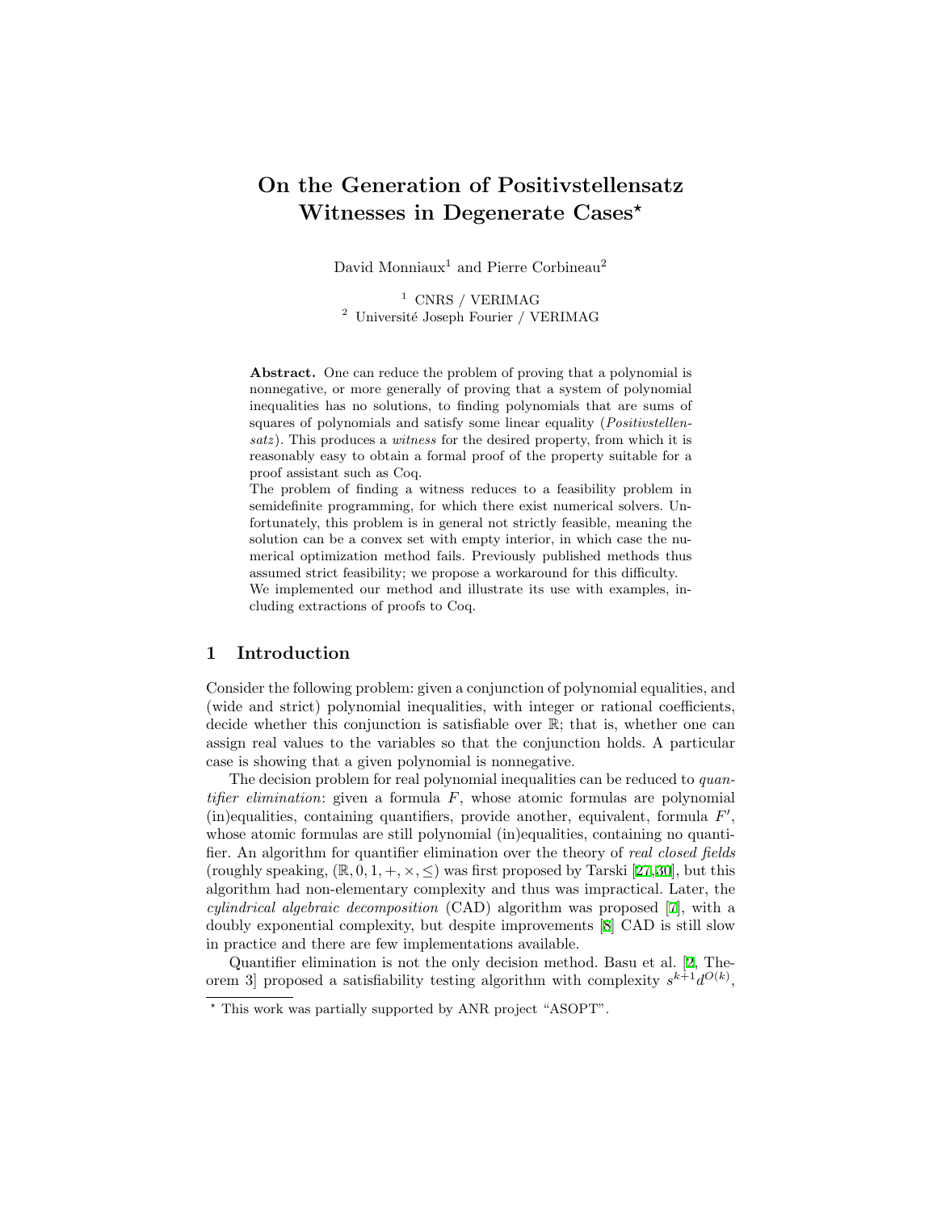# On the Generation of Positivstellensatz Witnesses in Degenerate Cases*

David Monniaux[1] and Pierre Corbineau[2]

[1] CNRS / VERIMAG
[2] Université Joseph Fourier / VERIMAG

**Abstract.** One can reduce the problem of proving that a polynomial is nonnegative, or more generally of proving that a system of polynomial inequalities has no solutions, to finding polynomials that are sums of squares of polynomials and satisfy some linear equality (*Positivstellensatz*). This produces a *witness* for the desired property, from which it is reasonably easy to obtain a formal proof of the property suitable for a proof assistant such as Coq.

The problem of finding a witness reduces to a feasibility problem in semidefinite programming, for which there exist numerical solvers. Unfortunately, this problem is in general not strictly feasible, meaning the solution can be a convex set with empty interior, in which case the numerical optimization method fails. Previously published methods thus assumed strict feasibility; we propose a workaround for this difficulty.

We implemented our method and illustrate its use with examples, including extractions of proofs to Coq.

## 1 Introduction

Consider the following problem: given a conjunction of polynomial equalities, and (wide and strict) polynomial inequalities, with integer or rational coefficients, decide whether this conjunction is satisfiable over $\mathbb{R}$; that is, whether one can assign real values to the variables so that the conjunction holds. A particular case is showing that a given polynomial is nonnegative.

The decision problem for real polynomial inequalities can be reduced to *quantifier elimination*: given a formula $F$, whose atomic formulas are polynomial (in)equalities, containing quantifiers, provide another, equivalent, formula $F'$, whose atomic formulas are still polynomial (in)equalities, containing no quantifier. An algorithm for quantifier elimination over the theory of *real closed fields* (roughly speaking, $(\mathbb{R}, 0, 1, +, \times, \leq)$ was first proposed by Tarski [27,30], but this algorithm had non-elementary complexity and thus was impractical. Later, the *cylindrical algebraic decomposition* (CAD) algorithm was proposed [7], with a doubly exponential complexity, but despite improvements [8] CAD is still slow in practice and there are few implementations available.

Quantifier elimination is not the only decision method. Basu et al. [2, Theorem 3] proposed a satisfiability testing algorithm with complexity $s^{k+1}d^{O(k)}$,

* This work was partially supported by ANR project "ASOPT".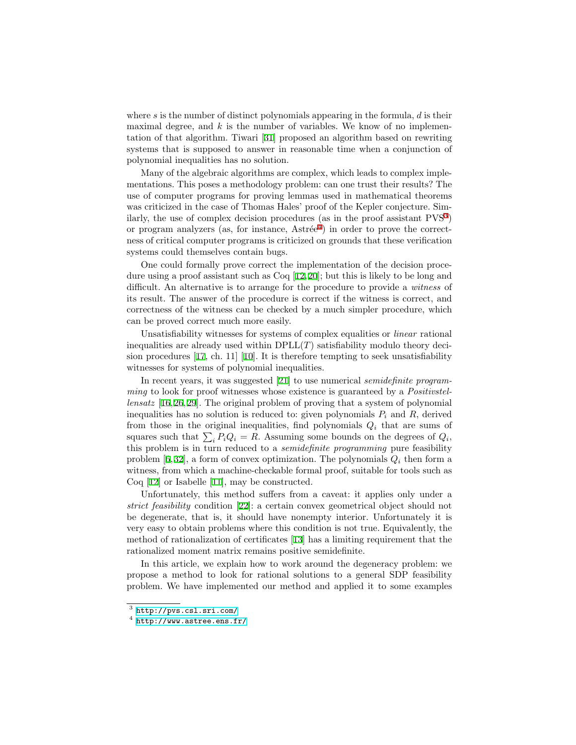where $s$ is the number of distinct polynomials appearing in the formula, $d$ is their maximal degree, and $k$ is the number of variables. We know of no implementation of that algorithm. Tiwari [31] proposed an algorithm based on rewriting systems that is supposed to answer in reasonable time when a conjunction of polynomial inequalities has no solution.

Many of the algebraic algorithms are complex, which leads to complex implementations. This poses a methodology problem: can one trust their results? The use of computer programs for proving lemmas used in mathematical theorems was criticized in the case of Thomas Hales' proof of the Kepler conjecture. Similarly, the use of complex decision procedures (as in the proof assistant PVS[3]) or program analyzers (as, for instance, Astrée[4]) in order to prove the correctness of critical computer programs is criticized on grounds that these verification systems could themselves contain bugs.

One could formally prove correct the implementation of the decision procedure using a proof assistant such as Coq [12,20]; but this is likely to be long and difficult. An alternative is to arrange for the procedure to provide a *witness* of its result. The answer of the procedure is correct if the witness is correct, and correctness of the witness can be checked by a much simpler procedure, which can be proved correct much more easily.

Unsatisfiability witnesses for systems of complex equalities or *linear* rational inequalities are already used within DPLL($T$) satisfiability modulo theory decision procedures [17, ch. 11] [10]. It is therefore tempting to seek unsatisfiability witnesses for systems of polynomial inequalities.

In recent years, it was suggested [21] to use numerical *semidefinite programming* to look for proof witnesses whose existence is guaranteed by a *Positivstellensatz* [16,26,29]. The original problem of proving that a system of polynomial inequalities has no solution is reduced to: given polynomials $P_i$ and $R$, derived from those in the original inequalities, find polynomials $Q_i$ that are sums of squares such that $\sum_i P_i Q_i = R$. Assuming some bounds on the degrees of $Q_i$, this problem is in turn reduced to a *semidefinite programming* pure feasibility problem [6,32], a form of convex optimization. The polynomials $Q_i$ then form a witness, from which a machine-checkable formal proof, suitable for tools such as Coq [12] or Isabelle [11], may be constructed.

Unfortunately, this method suffers from a caveat: it applies only under a *strict feasibility* condition [22]: a certain convex geometrical object should not be degenerate, that is, it should have nonempty interior. Unfortunately it is very easy to obtain problems where this condition is not true. Equivalently, the method of rationalization of certificates [13] has a limiting requirement that the rationalized moment matrix remains positive semidefinite.

In this article, we explain how to work around the degeneracy problem: we propose a method to look for rational solutions to a general SDP feasibility problem. We have implemented our method and applied it to some examples

---

[3] http://pvs.csl.sri.com/

[4] http://www.astree.ens.fr/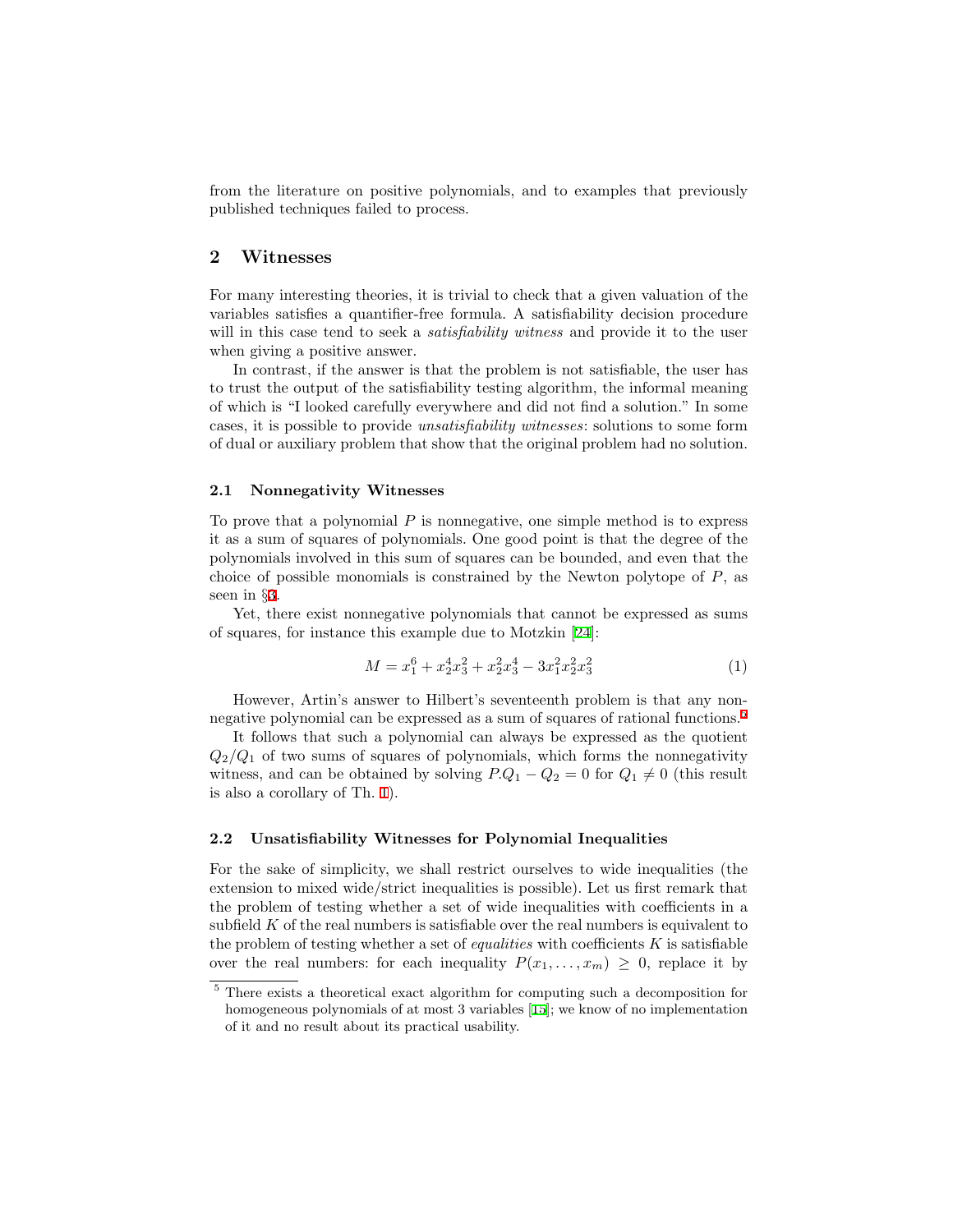from the literature on positive polynomials, and to examples that previously published techniques failed to process.

## 2 Witnesses

For many interesting theories, it is trivial to check that a given valuation of the variables satisfies a quantifier-free formula. A satisfiability decision procedure will in this case tend to seek a *satisfiability witness* and provide it to the user when giving a positive answer.

In contrast, if the answer is that the problem is not satisfiable, the user has to trust the output of the satisfiability testing algorithm, the informal meaning of which is "I looked carefully everywhere and did not find a solution." In some cases, it is possible to provide *unsatisfiability witnesses*: solutions to some form of dual or auxiliary problem that show that the original problem had no solution.

### 2.1 Nonnegativity Witnesses

To prove that a polynomial $P$ is nonnegative, one simple method is to express it as a sum of squares of polynomials. One good point is that the degree of the polynomials involved in this sum of squares can be bounded, and even that the choice of possible monomials is constrained by the Newton polytope of $P$, as seen in §3.

Yet, there exist nonnegative polynomials that cannot be expressed as sums of squares, for instance this example due to Motzkin [24]:

$$M = x_1^6 + x_2^4 x_3^2 + x_2^2 x_3^4 - 3x_1^2 x_2^2 x_3^2 \tag{1}$$

However, Artin's answer to Hilbert's seventeenth problem is that any nonnegative polynomial can be expressed as a sum of squares of rational functions.[5]

It follows that such a polynomial can always be expressed as the quotient $Q_2/Q_1$ of two sums of squares of polynomials, which forms the nonnegativity witness, and can be obtained by solving $P.Q_1 - Q_2 = 0$ for $Q_1 \neq 0$ (this result is also a corollary of Th. 1).

### 2.2 Unsatisfiability Witnesses for Polynomial Inequalities

For the sake of simplicity, we shall restrict ourselves to wide inequalities (the extension to mixed wide/strict inequalities is possible). Let us first remark that the problem of testing whether a set of wide inequalities with coefficients in a subfield $K$ of the real numbers is satisfiable over the real numbers is equivalent to the problem of testing whether a set of *equalities* with coefficients $K$ is satisfiable over the real numbers: for each inequality $P(x_1, \ldots, x_m) \geq 0$, replace it by

[5] There exists a theoretical exact algorithm for computing such a decomposition for homogeneous polynomials of at most 3 variables [15]; we know of no implementation of it and no result about its practical usability.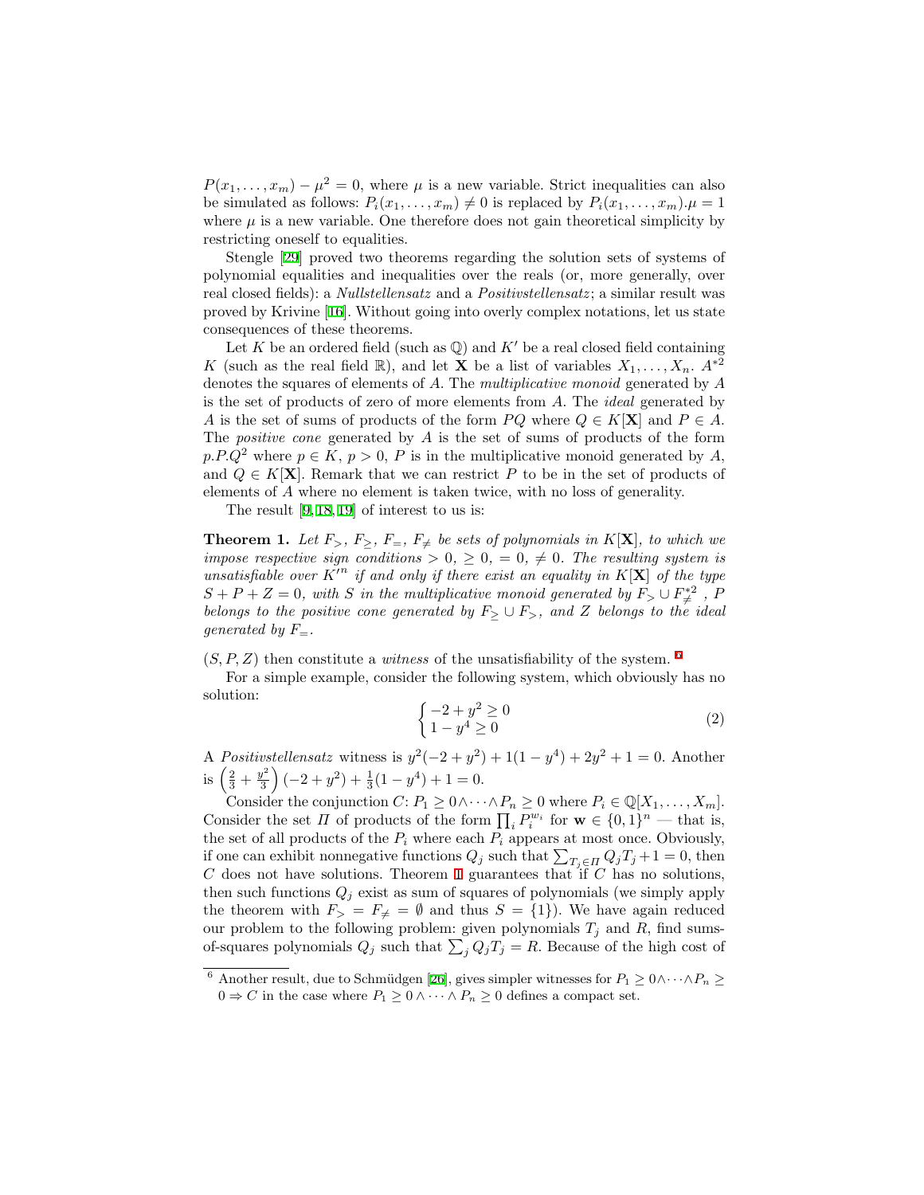$P(x_1, \ldots, x_m) - \mu^2 = 0$, where $\mu$ is a new variable. Strict inequalities can also be simulated as follows: $P_i(x_1, \ldots, x_m) \neq 0$ is replaced by $P_i(x_1, \ldots, x_m).\mu = 1$ where $\mu$ is a new variable. One therefore does not gain theoretical simplicity by restricting oneself to equalities.

Stengle [29] proved two theorems regarding the solution sets of systems of polynomial equalities and inequalities over the reals (or, more generally, over real closed fields): a *Nullstellensatz* and a *Positivstellensatz*; a similar result was proved by Krivine [16]. Without going into overly complex notations, let us state consequences of these theorems.

Let $K$ be an ordered field (such as $\mathbb{Q}$) and $K'$ be a real closed field containing $K$ (such as the real field $\mathbb{R}$), and let $\mathbf{X}$ be a list of variables $X_1, \ldots, X_n$. $A^{*2}$ denotes the squares of elements of $A$. The *multiplicative monoid* generated by $A$ is the set of products of zero of more elements from $A$. The *ideal* generated by $A$ is the set of sums of products of the form $PQ$ where $Q \in K[\mathbf{X}]$ and $P \in A$. The *positive cone* generated by $A$ is the set of sums of products of the form $p.P.Q^2$ where $p \in K$, $p > 0$, $P$ is in the multiplicative monoid generated by $A$, and $Q \in K[\mathbf{X}]$. Remark that we can restrict $P$ to be in the set of products of elements of $A$ where no element is taken twice, with no loss of generality.

The result [9,18,19] of interest to us is:

**Theorem 1.** *Let $F_>$, $F_\geq$, $F_=$, $F_\neq$ be sets of polynomials in $K[\mathbf{X}]$, to which we impose respective sign conditions $> 0$, $\geq 0$, $= 0$, $\neq 0$. The resulting system is unsatisfiable over $K'^n$ if and only if there exist an equality in $K[\mathbf{X}]$ of the type $S + P + Z = 0$, with $S$ in the multiplicative monoid generated by $F_> \cup F_{\neq}^{*2}$, $P$ belongs to the positive cone generated by $F_\geq \cup F_>$, and $Z$ belongs to the ideal generated by $F_=$.*

$(S, P, Z)$ then constitute a *witness* of the unsatisfiability of the system. [6]

For a simple example, consider the following system, which obviously has no solution:

$$\begin{cases} -2 + y^2 \geq 0 \\ 1 - y^4 \geq 0 \end{cases} \tag{2}$$

A *Positivstellensatz* witness is $y^2(-2 + y^2) + 1(1 - y^4) + 2y^2 + 1 = 0$. Another is $\left(\frac{2}{3} + \frac{y^2}{3}\right)(-2 + y^2) + \frac{1}{3}(1 - y^4) + 1 = 0$.

Consider the conjunction $C$: $P_1 \geq 0 \wedge \cdots \wedge P_n \geq 0$ where $P_i \in \mathbb{Q}[X_1, \ldots, X_m]$. Consider the set $\Pi$ of products of the form $\prod_i P_i^{w_i}$ for $\mathbf{w} \in \{0, 1\}^n$ — that is, the set of all products of the $P_i$ where each $P_i$ appears at most once. Obviously, if one can exhibit nonnegative functions $Q_j$ such that $\sum_{T_j \in \Pi} Q_j T_j + 1 = 0$, then $C$ does not have solutions. Theorem 1 guarantees that if $C$ has no solutions, then such functions $Q_j$ exist as sum of squares of polynomials (we simply apply the theorem with $F_> = F_\neq = \emptyset$ and thus $S = \{1\}$). We have again reduced our problem to the following problem: given polynomials $T_j$ and $R$, find sums-of-squares polynomials $Q_j$ such that $\sum_j Q_j T_j = R$. Because of the high cost of

---

[6] Another result, due to Schmüdgen [26], gives simpler witnesses for $P_1 \geq 0 \wedge \cdots \wedge P_n \geq 0 \Rightarrow C$ in the case where $P_1 \geq 0 \wedge \cdots \wedge P_n \geq 0$ defines a compact set.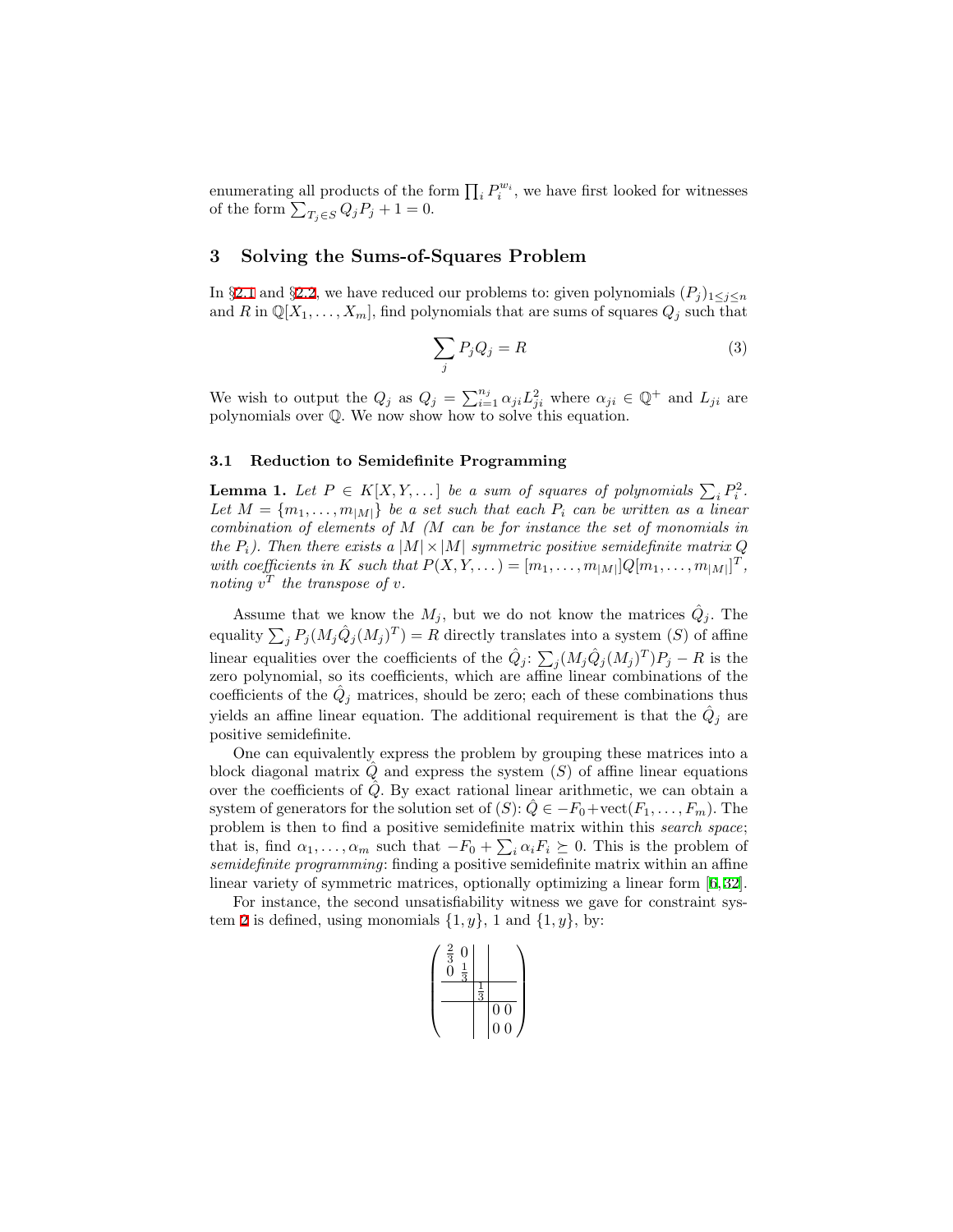enumerating all products of the form $\prod_i P_i^{w_i}$, we have first looked for witnesses of the form $\sum_{T_j \in S} Q_j P_j + 1 = 0$.

## 3 Solving the Sums-of-Squares Problem

In §2.1 and §2.2, we have reduced our problems to: given polynomials $(P_j)_{1 \leq j \leq n}$ and $R$ in $\mathbb{Q}[X_1, \ldots, X_m]$, find polynomials that are sums of squares $Q_j$ such that

$$\sum_j P_j Q_j = R \tag{3}$$

We wish to output the $Q_j$ as $Q_j = \sum_{i=1}^{n_j} \alpha_{ji} L_{ji}^2$ where $\alpha_{ji} \in \mathbb{Q}^+$ and $L_{ji}$ are polynomials over $\mathbb{Q}$. We now show how to solve this equation.

### 3.1 Reduction to Semidefinite Programming

**Lemma 1.** *Let $P \in K[X, Y, \ldots]$ be a sum of squares of polynomials $\sum_i P_i^2$. Let $M = \{m_1, \ldots, m_{|M|}\}$ be a set such that each $P_i$ can be written as a linear combination of elements of $M$ ($M$ can be for instance the set of monomials in the $P_i$). Then there exists a $|M| \times |M|$ symmetric positive semidefinite matrix $Q$ with coefficients in $K$ such that $P(X, Y, \ldots) = [m_1, \ldots, m_{|M|}]Q[m_1, \ldots, m_{|M|}]^T$, noting $v^T$ the transpose of $v$.*

Assume that we know the $M_j$, but we do not know the matrices $\hat{Q}_j$. The equality $\sum_j P_j(M_j \hat{Q}_j (M_j)^T) = R$ directly translates into a system $(S)$ of affine linear equalities over the coefficients of the $\hat{Q}_j$: $\sum_j (M_j \hat{Q}_j (M_j)^T) P_j - R$ is the zero polynomial, so its coefficients, which are affine linear combinations of the coefficients of the $\hat{Q}_j$ matrices, should be zero; each of these combinations thus yields an affine linear equation. The additional requirement is that the $\hat{Q}_j$ are positive semidefinite.

One can equivalently express the problem by grouping these matrices into a block diagonal matrix $\hat{Q}$ and express the system $(S)$ of affine linear equations over the coefficients of $\hat{Q}$. By exact rational linear arithmetic, we can obtain a system of generators for the solution set of $(S)$: $\hat{Q} \in -F_0 + \text{vect}(F_1, \ldots, F_m)$. The problem is then to find a positive semidefinite matrix within this *search space*; that is, find $\alpha_1, \ldots, \alpha_m$ such that $-F_0 + \sum_i \alpha_i F_i \succeq 0$. This is the problem of *semidefinite programming*: finding a positive semidefinite matrix within an affine linear variety of symmetric matrices, optionally optimizing a linear form [6,32].

For instance, the second unsatisfiability witness we gave for constraint system 2 is defined, using monomials $\{1, y\}$, 1 and $\{1, y\}$, by:

$$\left(\begin{array}{cc|c|cc} \frac{2}{3} & 0 & & & \\ 0 & \frac{1}{3} & & & \\ \hline & & \frac{1}{3} & & \\ \hline & & & 0 & 0 \\ & & & 0 & 0 \end{array}\right)$$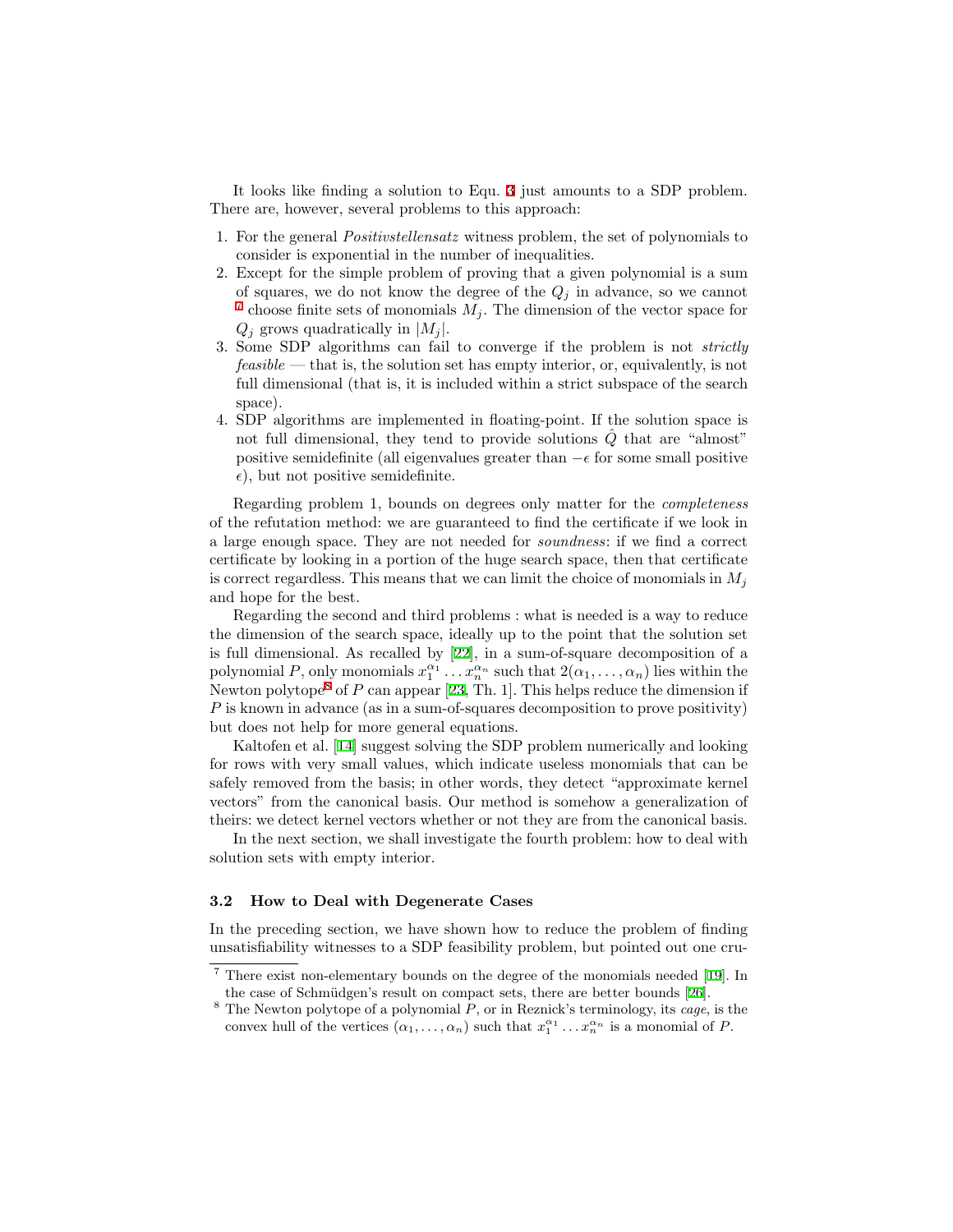It looks like finding a solution to Equ. 3 just amounts to a SDP problem. There are, however, several problems to this approach:

1. For the general *Positivstellensatz* witness problem, the set of polynomials to consider is exponential in the number of inequalities.
2. Except for the simple problem of proving that a given polynomial is a sum of squares, we do not know the degree of the $Q_j$ in advance, so we cannot [7] choose finite sets of monomials $M_j$. The dimension of the vector space for $Q_j$ grows quadratically in $|M_j|$.
3. Some SDP algorithms can fail to converge if the problem is not *strictly feasible* — that is, the solution set has empty interior, or, equivalently, is not full dimensional (that is, it is included within a strict subspace of the search space).
4. SDP algorithms are implemented in floating-point. If the solution space is not full dimensional, they tend to provide solutions $\hat{Q}$ that are "almost" positive semidefinite (all eigenvalues greater than $-\epsilon$ for some small positive $\epsilon$), but not positive semidefinite.

Regarding problem 1, bounds on degrees only matter for the *completeness* of the refutation method: we are guaranteed to find the certificate if we look in a large enough space. They are not needed for *soundness*: if we find a correct certificate by looking in a portion of the huge search space, then that certificate is correct regardless. This means that we can limit the choice of monomials in $M_j$ and hope for the best.

Regarding the second and third problems : what is needed is a way to reduce the dimension of the search space, ideally up to the point that the solution set is full dimensional. As recalled by [22], in a sum-of-square decomposition of a polynomial $P$, only monomials $x_1^{\alpha_1} \dots x_n^{\alpha_n}$ such that $2(\alpha_1, \dots, \alpha_n)$ lies within the Newton polytope[8] of $P$ can appear [23, Th. 1]. This helps reduce the dimension if $P$ is known in advance (as in a sum-of-squares decomposition to prove positivity) but does not help for more general equations.

Kaltofen et al. [14] suggest solving the SDP problem numerically and looking for rows with very small values, which indicate useless monomials that can be safely removed from the basis; in other words, they detect "approximate kernel vectors" from the canonical basis. Our method is somehow a generalization of theirs: we detect kernel vectors whether or not they are from the canonical basis.

In the next section, we shall investigate the fourth problem: how to deal with solution sets with empty interior.

### 3.2 How to Deal with Degenerate Cases

In the preceding section, we have shown how to reduce the problem of finding unsatisfiability witnesses to a SDP feasibility problem, but pointed out one cru-

---

[7] There exist non-elementary bounds on the degree of the monomials needed [19]. In the case of Schmüdgen's result on compact sets, there are better bounds [26].

[8] The Newton polytope of a polynomial $P$, or in Reznick's terminology, its *cage*, is the convex hull of the vertices $(\alpha_1, \dots, \alpha_n)$ such that $x_1^{\alpha_1} \dots x_n^{\alpha_n}$ is a monomial of $P$.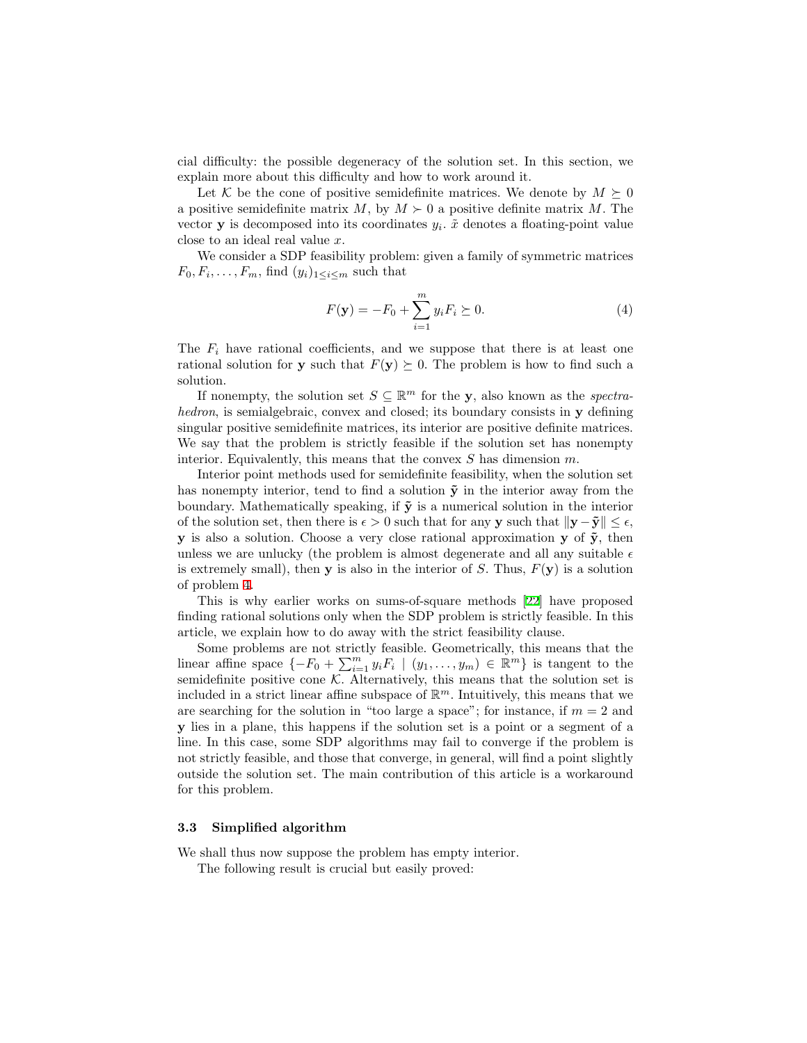cial difficulty: the possible degeneracy of the solution set. In this section, we explain more about this difficulty and how to work around it.

Let $\mathcal{K}$ be the cone of positive semidefinite matrices. We denote by $M \succeq 0$ a positive semidefinite matrix $M$, by $M \succ 0$ a positive definite matrix $M$. The vector $\mathbf{y}$ is decomposed into its coordinates $y_i$. $\tilde{x}$ denotes a floating-point value close to an ideal real value $x$.

We consider a SDP feasibility problem: given a family of symmetric matrices $F_0, F_i, \ldots, F_m$, find $(y_i)_{1 \leq i \leq m}$ such that

$$F(\mathbf{y}) = -F_0 + \sum_{i=1}^{m} y_i F_i \succeq 0. \tag{4}$$

The $F_i$ have rational coefficients, and we suppose that there is at least one rational solution for $\mathbf{y}$ such that $F(\mathbf{y}) \succeq 0$. The problem is how to find such a solution.

If nonempty, the solution set $S \subseteq \mathbb{R}^m$ for the $\mathbf{y}$, also known as the *spectrahedron*, is semialgebraic, convex and closed; its boundary consists in $\mathbf{y}$ defining singular positive semidefinite matrices, its interior are positive definite matrices. We say that the problem is strictly feasible if the solution set has nonempty interior. Equivalently, this means that the convex $S$ has dimension $m$.

Interior point methods used for semidefinite feasibility, when the solution set has nonempty interior, tend to find a solution $\tilde{\mathbf{y}}$ in the interior away from the boundary. Mathematically speaking, if $\tilde{\mathbf{y}}$ is a numerical solution in the interior of the solution set, then there is $\epsilon > 0$ such that for any $\mathbf{y}$ such that $\|\mathbf{y} - \tilde{\mathbf{y}}\| \leq \epsilon$, $\mathbf{y}$ is also a solution. Choose a very close rational approximation $\mathbf{y}$ of $\tilde{\mathbf{y}}$, then unless we are unlucky (the problem is almost degenerate and all any suitable $\epsilon$ is extremely small), then $\mathbf{y}$ is also in the interior of $S$. Thus, $F(\mathbf{y})$ is a solution of problem 4.

This is why earlier works on sums-of-square methods [22] have proposed finding rational solutions only when the SDP problem is strictly feasible. In this article, we explain how to do away with the strict feasibility clause.

Some problems are not strictly feasible. Geometrically, this means that the linear affine space $\{-F_0 + \sum_{i=1}^{m} y_i F_i \mid (y_1, \ldots, y_m) \in \mathbb{R}^m\}$ is tangent to the semidefinite positive cone $\mathcal{K}$. Alternatively, this means that the solution set is included in a strict linear affine subspace of $\mathbb{R}^m$. Intuitively, this means that we are searching for the solution in "too large a space"; for instance, if $m = 2$ and $\mathbf{y}$ lies in a plane, this happens if the solution set is a point or a segment of a line. In this case, some SDP algorithms may fail to converge if the problem is not strictly feasible, and those that converge, in general, will find a point slightly outside the solution set. The main contribution of this article is a workaround for this problem.

### 3.3 Simplified algorithm

We shall thus now suppose the problem has empty interior.

The following result is crucial but easily proved: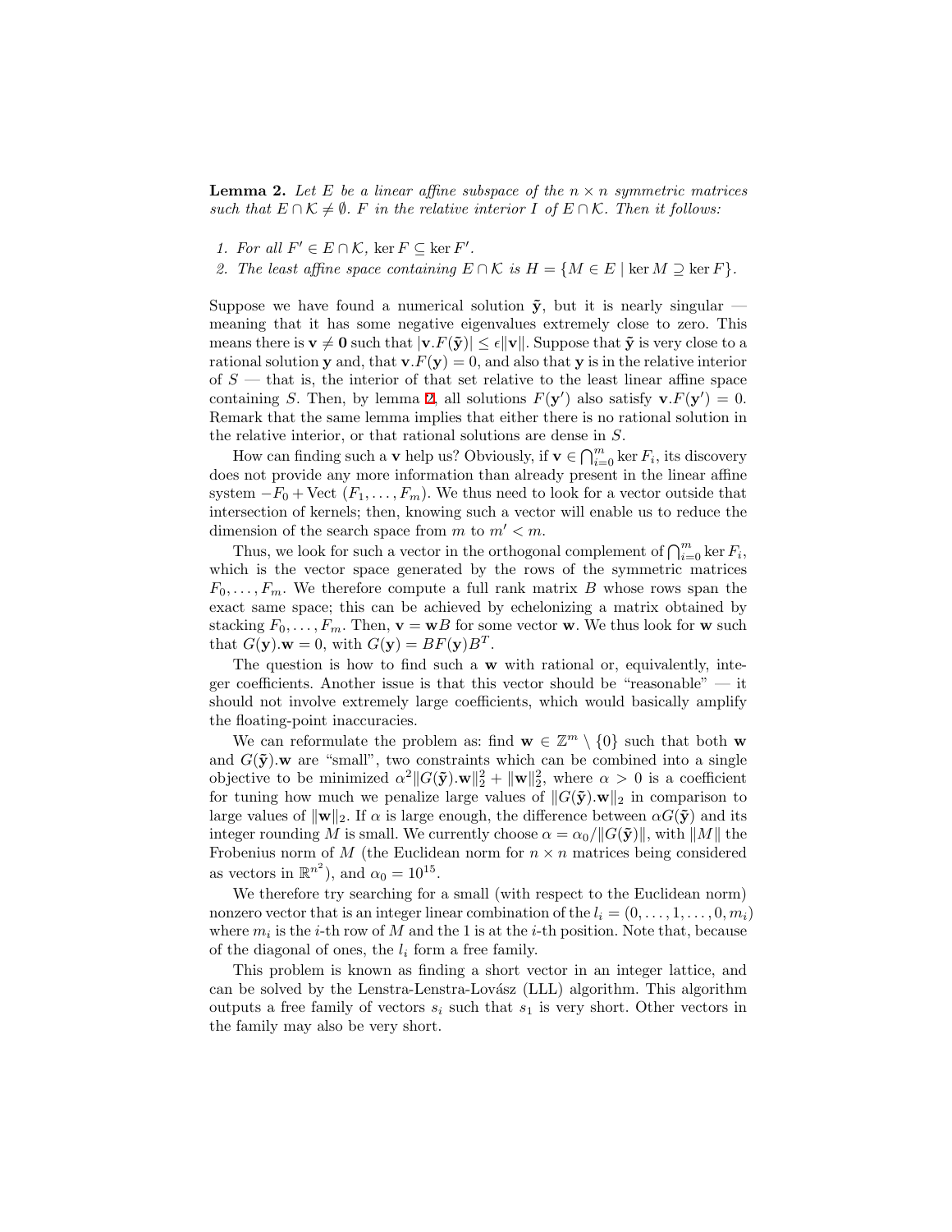**Lemma 2.** *Let $E$ be a linear affine subspace of the $n \times n$ symmetric matrices such that $E \cap \mathcal{K} \neq \emptyset$. $F$ in the relative interior $I$ of $E \cap \mathcal{K}$. Then it follows:*

1. *For all $F' \in E \cap \mathcal{K}$, $\ker F \subseteq \ker F'$.*
2. *The least affine space containing $E \cap \mathcal{K}$ is $H = \{M \in E \mid \ker M \supseteq \ker F\}$.*

Suppose we have found a numerical solution $\tilde{\mathbf{y}}$, but it is nearly singular — meaning that it has some negative eigenvalues extremely close to zero. This means there is $\mathbf{v} \neq \mathbf{0}$ such that $|\mathbf{v}.F(\tilde{\mathbf{y}})| \leq \epsilon \|\mathbf{v}\|$. Suppose that $\tilde{\mathbf{y}}$ is very close to a rational solution $\mathbf{y}$ and, that $\mathbf{v}.F(\mathbf{y}) = 0$, and also that $\mathbf{y}$ is in the relative interior of $S$ — that is, the interior of that set relative to the least linear affine space containing $S$. Then, by lemma 2, all solutions $F(\mathbf{y}')$ also satisfy $\mathbf{v}.F(\mathbf{y}') = 0$. Remark that the same lemma implies that either there is no rational solution in the relative interior, or that rational solutions are dense in $S$.

How can finding such a $\mathbf{v}$ help us? Obviously, if $\mathbf{v} \in \bigcap_{i=0}^{m} \ker F_i$, its discovery does not provide any more information than already present in the linear affine system $-F_0 + \text{Vect}\,(F_1, \ldots, F_m)$. We thus need to look for a vector outside that intersection of kernels; then, knowing such a vector will enable us to reduce the dimension of the search space from $m$ to $m' < m$.

Thus, we look for such a vector in the orthogonal complement of $\bigcap_{i=0}^{m} \ker F_i$, which is the vector space generated by the rows of the symmetric matrices $F_0, \ldots, F_m$. We therefore compute a full rank matrix $B$ whose rows span the exact same space; this can be achieved by echelonizing a matrix obtained by stacking $F_0, \ldots, F_m$. Then, $\mathbf{v} = \mathbf{w}B$ for some vector $\mathbf{w}$. We thus look for $\mathbf{w}$ such that $G(\mathbf{y}).\mathbf{w} = 0$, with $G(\mathbf{y}) = BF(\mathbf{y})B^T$.

The question is how to find such a $\mathbf{w}$ with rational or, equivalently, integer coefficients. Another issue is that this vector should be "reasonable" — it should not involve extremely large coefficients, which would basically amplify the floating-point inaccuracies.

We can reformulate the problem as: find $\mathbf{w} \in \mathbb{Z}^m \setminus \{0\}$ such that both $\mathbf{w}$ and $G(\tilde{\mathbf{y}}).\mathbf{w}$ are "small", two constraints which can be combined into a single objective to be minimized $\alpha^2 \|G(\tilde{\mathbf{y}}).\mathbf{w}\|_2^2 + \|\mathbf{w}\|_2^2$, where $\alpha > 0$ is a coefficient for tuning how much we penalize large values of $\|G(\tilde{\mathbf{y}}).\mathbf{w}\|_2$ in comparison to large values of $\|\mathbf{w}\|_2$. If $\alpha$ is large enough, the difference between $\alpha G(\tilde{\mathbf{y}})$ and its integer rounding $M$ is small. We currently choose $\alpha = \alpha_0 / \|G(\tilde{\mathbf{y}})\|$, with $\|M\|$ the Frobenius norm of $M$ (the Euclidean norm for $n \times n$ matrices being considered as vectors in $\mathbb{R}^{n^2}$), and $\alpha_0 = 10^{15}$.

We therefore try searching for a small (with respect to the Euclidean norm) nonzero vector that is an integer linear combination of the $l_i = (0, \ldots, 1, \ldots, 0, m_i)$ where $m_i$ is the $i$-th row of $M$ and the 1 is at the $i$-th position. Note that, because of the diagonal of ones, the $l_i$ form a free family.

This problem is known as finding a short vector in an integer lattice, and can be solved by the Lenstra-Lenstra-Lovász (LLL) algorithm. This algorithm outputs a free family of vectors $s_i$ such that $s_1$ is very short. Other vectors in the family may also be very short.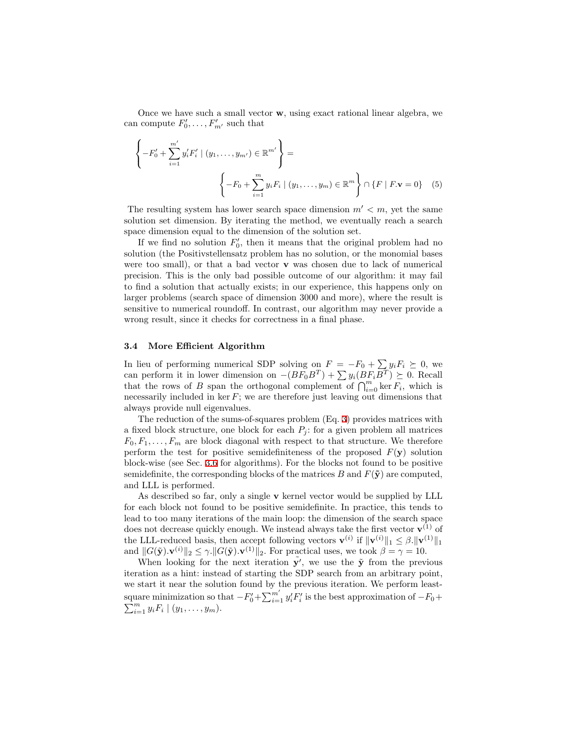Once we have such a small vector $\mathbf{w}$, using exact rational linear algebra, we can compute $F'_0, \ldots, F'_{m'}$ such that

$$\left\{ -F'_0 + \sum_{i=1}^{m'} y'_i F'_i \mid (y_1, \ldots, y_{m'}) \in \mathbb{R}^{m'} \right\} = \left\{ -F_0 + \sum_{i=1}^{m} y_i F_i \mid (y_1, \ldots, y_m) \in \mathbb{R}^m \right\} \cap \{ F \mid F.\mathbf{v} = 0 \} \quad (5)$$

The resulting system has lower search space dimension $m' < m$, yet the same solution set dimension. By iterating the method, we eventually reach a search space dimension equal to the dimension of the solution set.

If we find no solution $F'_0$, then it means that the original problem had no solution (the Positivstellensatz problem has no solution, or the monomial bases were too small), or that a bad vector $\mathbf{v}$ was chosen due to lack of numerical precision. This is the only bad possible outcome of our algorithm: it may fail to find a solution that actually exists; in our experience, this happens only on larger problems (search space of dimension 3000 and more), where the result is sensitive to numerical roundoff. In contrast, our algorithm may never provide a wrong result, since it checks for correctness in a final phase.

### 3.4 More Efficient Algorithm

In lieu of performing numerical SDP solving on $F = -F_0 + \sum y_i F_i \succeq 0$, we can perform it in lower dimension on $-(BF_0B^T) + \sum y_i(BF_iB^T) \succeq 0$. Recall that the rows of $B$ span the orthogonal complement of $\bigcap_{i=0}^{m} \ker F_i$, which is necessarily included in $\ker F$; we are therefore just leaving out dimensions that always provide null eigenvalues.

The reduction of the sums-of-squares problem (Eq. 3) provides matrices with a fixed block structure, one block for each $P_j$: for a given problem all matrices $F_0, F_1, \ldots, F_m$ are block diagonal with respect to that structure. We therefore perform the test for positive semidefiniteness of the proposed $F(\mathbf{y})$ solution block-wise (see Sec. 3.6 for algorithms). For the blocks not found to be positive semidefinite, the corresponding blocks of the matrices $B$ and $F(\tilde{\mathbf{y}})$ are computed, and LLL is performed.

As described so far, only a single $\mathbf{v}$ kernel vector would be supplied by LLL for each block not found to be positive semidefinite. In practice, this tends to lead to too many iterations of the main loop: the dimension of the search space does not decrease quickly enough. We instead always take the first vector $\mathbf{v}^{(1)}$ of the LLL-reduced basis, then accept following vectors $\mathbf{v}^{(i)}$ if $\|\mathbf{v}^{(i)}\|_1 \leq \beta.\|\mathbf{v}^{(1)}\|_1$ and $\|G(\tilde{\mathbf{y}}).\mathbf{v}^{(i)}\|_2 \leq \gamma.\|G(\tilde{\mathbf{y}}).\mathbf{v}^{(1)}\|_2$. For practical uses, we took $\beta = \gamma = 10$.

When looking for the next iteration $\tilde{\mathbf{y}}'$, we use the $\tilde{\mathbf{y}}$ from the previous iteration as a hint: instead of starting the SDP search from an arbitrary point, we start it near the solution found by the previous iteration. We perform least-square minimization so that $-F'_0 + \sum_{i=1}^{m'} y'_i F'_i$ is the best approximation of $-F_0 + \sum_{i=1}^{m} y_i F_i \mid (y_1, \ldots, y_m)$.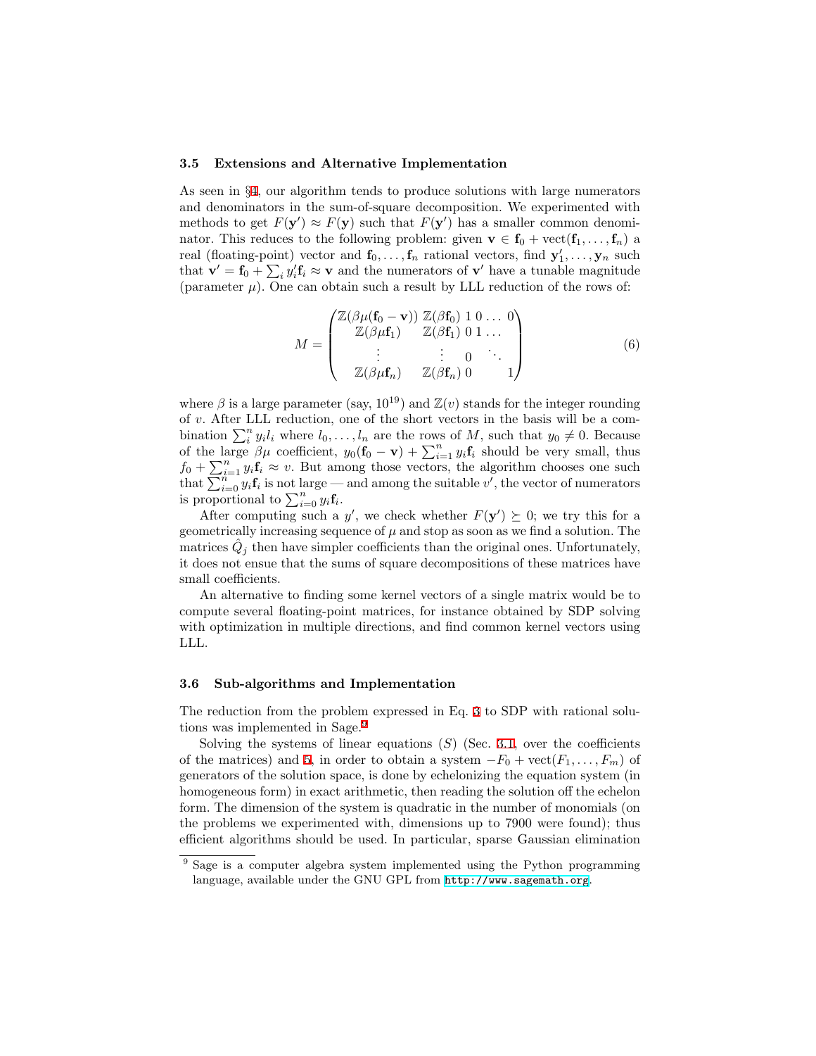### 3.5 Extensions and Alternative Implementation

As seen in §4, our algorithm tends to produce solutions with large numerators and denominators in the sum-of-square decomposition. We experimented with methods to get $F(\mathbf{y}') \approx F(\mathbf{y})$ such that $F(\mathbf{y}')$ has a smaller common denominator. This reduces to the following problem: given $\mathbf{v} \in \mathbf{f}_0 + \text{vect}(\mathbf{f}_1, \ldots, \mathbf{f}_n)$ a real (floating-point) vector and $\mathbf{f}_0, \ldots, \mathbf{f}_n$ rational vectors, find $\mathbf{y}'_1, \ldots, \mathbf{y}_n$ such that $\mathbf{v}' = \mathbf{f}_0 + \sum_i y'_i \mathbf{f}_i \approx \mathbf{v}$ and the numerators of $\mathbf{v}'$ have a tunable magnitude (parameter $\mu$). One can obtain such a result by LLL reduction of the rows of:

$$M = \begin{pmatrix} \mathbb{Z}(\beta\mu(\mathbf{f}_0 - \mathbf{v})) & \mathbb{Z}(\beta\mathbf{f}_0) & 1 & 0 & \ldots & 0 \\ \mathbb{Z}(\beta\mu\mathbf{f}_1) & \mathbb{Z}(\beta\mathbf{f}_1) & 0 & 1 & \ldots & \\ \vdots & \vdots & 0 & & \ddots & \\ \mathbb{Z}(\beta\mu\mathbf{f}_n) & \mathbb{Z}(\beta\mathbf{f}_n) & 0 & & & 1 \end{pmatrix} \tag{6}$$

where $\beta$ is a large parameter (say, $10^{19}$) and $\mathbb{Z}(v)$ stands for the integer rounding of $v$. After LLL reduction, one of the short vectors in the basis will be a combination $\sum_i^n y_i l_i$ where $l_0, \ldots, l_n$ are the rows of $M$, such that $y_0 \neq 0$. Because of the large $\beta\mu$ coefficient, $y_0(\mathbf{f}_0 - \mathbf{v}) + \sum_{i=1}^n y_i \mathbf{f}_i$ should be very small, thus $f_0 + \sum_{i=1}^n y_i \mathbf{f}_i \approx v$. But among those vectors, the algorithm chooses one such that $\sum_{i=0}^n y_i \mathbf{f}_i$ is not large — and among the suitable $v'$, the vector of numerators is proportional to $\sum_{i=0}^n y_i \mathbf{f}_i$.

After computing such a $y'$, we check whether $F(\mathbf{y}') \succeq 0$; we try this for a geometrically increasing sequence of $\mu$ and stop as soon as we find a solution. The matrices $\hat{Q}_j$ then have simpler coefficients than the original ones. Unfortunately, it does not ensue that the sums of square decompositions of these matrices have small coefficients.

An alternative to finding some kernel vectors of a single matrix would be to compute several floating-point matrices, for instance obtained by SDP solving with optimization in multiple directions, and find common kernel vectors using LLL.

### 3.6 Sub-algorithms and Implementation

The reduction from the problem expressed in Eq. 3 to SDP with rational solutions was implemented in Sage.[9]

Solving the systems of linear equations $(S)$ (Sec. 3.1, over the coefficients of the matrices) and 5, in order to obtain a system $-F_0 + \text{vect}(F_1, \ldots, F_m)$ of generators of the solution space, is done by echelonizing the equation system (in homogeneous form) in exact arithmetic, then reading the solution off the echelon form. The dimension of the system is quadratic in the number of monomials (on the problems we experimented with, dimensions up to 7900 were found); thus efficient algorithms should be used. In particular, sparse Gaussian elimination

[9] Sage is a computer algebra system implemented using the Python programming language, available under the GNU GPL from http://www.sagemath.org.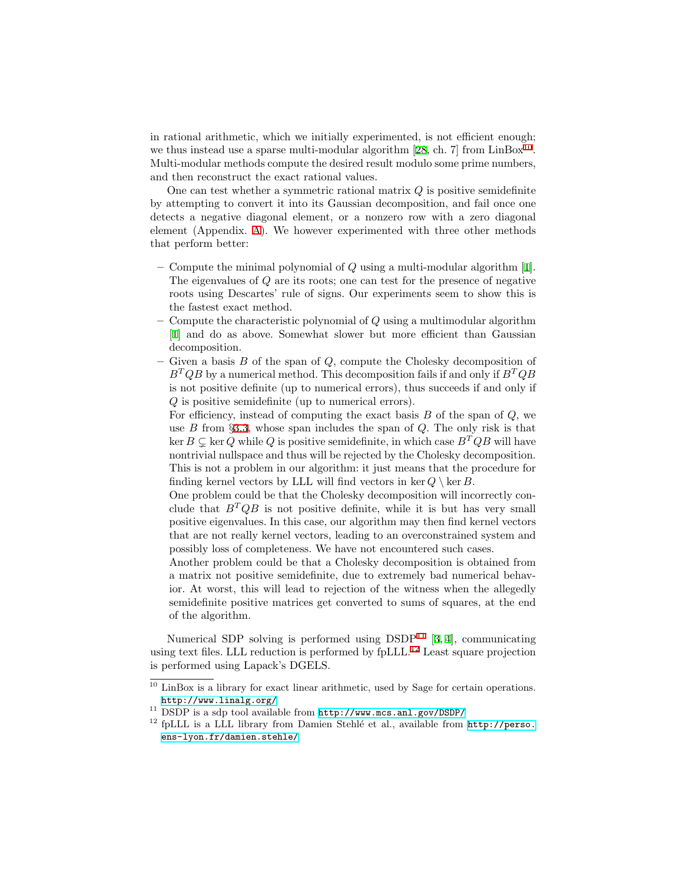in rational arithmetic, which we initially experimented, is not efficient enough; we thus instead use a sparse multi-modular algorithm [28, ch. 7] from LinBox[10]. Multi-modular methods compute the desired result modulo some prime numbers, and then reconstruct the exact rational values.

One can test whether a symmetric rational matrix $Q$ is positive semidefinite by attempting to convert it into its Gaussian decomposition, and fail once one detects a negative diagonal element, or a nonzero row with a zero diagonal element (Appendix. A). We however experimented with three other methods that perform better:

- Compute the minimal polynomial of $Q$ using a multi-modular algorithm [1]. The eigenvalues of $Q$ are its roots; one can test for the presence of negative roots using Descartes' rule of signs. Our experiments seem to show this is the fastest exact method.
- Compute the characteristic polynomial of $Q$ using a multimodular algorithm [1] and do as above. Somewhat slower but more efficient than Gaussian decomposition.
- Given a basis $B$ of the span of $Q$, compute the Cholesky decomposition of $B^T Q B$ by a numerical method. This decomposition fails if and only if $B^T Q B$ is not positive definite (up to numerical errors), thus succeeds if and only if $Q$ is positive semidefinite (up to numerical errors).
  For efficiency, instead of computing the exact basis $B$ of the span of $Q$, we use $B$ from §3.3, whose span includes the span of $Q$. The only risk is that $\ker B \subsetneq \ker Q$ while $Q$ is positive semidefinite, in which case $B^T Q B$ will have nontrivial nullspace and thus will be rejected by the Cholesky decomposition. This is not a problem in our algorithm: it just means that the procedure for finding kernel vectors by LLL will find vectors in $\ker Q \setminus \ker B$.
  One problem could be that the Cholesky decomposition will incorrectly conclude that $B^T Q B$ is not positive definite, while it is but has very small positive eigenvalues. In this case, our algorithm may then find kernel vectors that are not really kernel vectors, leading to an overconstrained system and possibly loss of completeness. We have not encountered such cases.
  Another problem could be that a Cholesky decomposition is obtained from a matrix not positive semidefinite, due to extremely bad numerical behavior. At worst, this will lead to rejection of the witness when the allegedly semidefinite positive matrices get converted to sums of squares, at the end of the algorithm.

Numerical SDP solving is performed using DSDP[11] [3, 4], communicating using text files. LLL reduction is performed by fpLLL.[12] Least square projection is performed using Lapack's DGELS.

---

[10] LinBox is a library for exact linear arithmetic, used by Sage for certain operations. http://www.linalg.org/

[11] DSDP is a sdp tool available from http://www.mcs.anl.gov/DSDP/

[12] fpLLL is a LLL library from Damien Stehlé et al., available from http://perso.ens-lyon.fr/damien.stehle/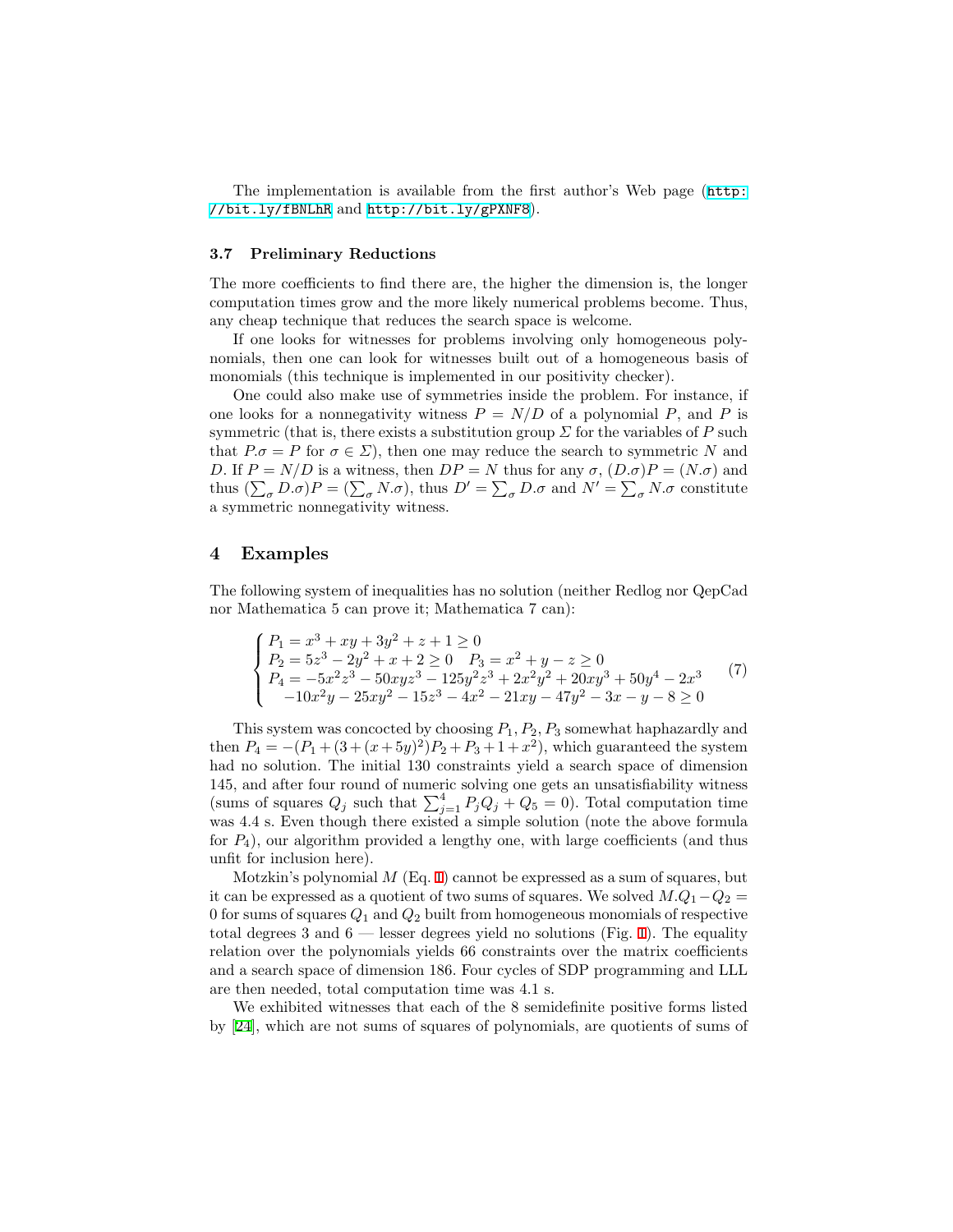The implementation is available from the first author's Web page (http://bit.ly/fBNLhR and http://bit.ly/gPXNF8).

### 3.7 Preliminary Reductions

The more coefficients to find there are, the higher the dimension is, the longer computation times grow and the more likely numerical problems become. Thus, any cheap technique that reduces the search space is welcome.

If one looks for witnesses for problems involving only homogeneous polynomials, then one can look for witnesses built out of a homogeneous basis of monomials (this technique is implemented in our positivity checker).

One could also make use of symmetries inside the problem. For instance, if one looks for a nonnegativity witness $P = N/D$ of a polynomial $P$, and $P$ is symmetric (that is, there exists a substitution group $\Sigma$ for the variables of $P$ such that $P.\sigma = P$ for $\sigma \in \Sigma$), then one may reduce the search to symmetric $N$ and $D$. If $P = N/D$ is a witness, then $DP = N$ thus for any $\sigma$, $(D.\sigma)P = (N.\sigma)$ and thus $(\sum_\sigma D.\sigma)P = (\sum_\sigma N.\sigma)$, thus $D' = \sum_\sigma D.\sigma$ and $N' = \sum_\sigma N.\sigma$ constitute a symmetric nonnegativity witness.

## 4 Examples

The following system of inequalities has no solution (neither Redlog nor QepCad nor Mathematica 5 can prove it; Mathematica 7 can):

$$\begin{cases} P_1 = x^3 + xy + 3y^2 + z + 1 \geq 0 \\ P_2 = 5z^3 - 2y^2 + x + 2 \geq 0 \quad P_3 = x^2 + y - z \geq 0 \\ P_4 = -5x^2z^3 - 50xyz^3 - 125y^2z^3 + 2x^2y^2 + 20xy^3 + 50y^4 - 2x^3 \\ \quad -10x^2y - 25xy^2 - 15z^3 - 4x^2 - 21xy - 47y^2 - 3x - y - 8 \geq 0 \end{cases} \tag{7}$$

This system was concocted by choosing $P_1, P_2, P_3$ somewhat haphazardly and then $P_4 = -(P_1 + (3 + (x + 5y)^2)P_2 + P_3 + 1 + x^2)$, which guaranteed the system had no solution. The initial 130 constraints yield a search space of dimension 145, and after four round of numeric solving one gets an unsatisfiability witness (sums of squares $Q_j$ such that $\sum_{j=1}^{4} P_j Q_j + Q_5 = 0$). Total computation time was 4.4 s. Even though there existed a simple solution (note the above formula for $P_4$), our algorithm provided a lengthy one, with large coefficients (and thus unfit for inclusion here).

Motzkin's polynomial $M$ (Eq. 1) cannot be expressed as a sum of squares, but it can be expressed as a quotient of two sums of squares. We solved $M.Q_1 - Q_2 = 0$ for sums of squares $Q_1$ and $Q_2$ built from homogeneous monomials of respective total degrees 3 and 6 — lesser degrees yield no solutions (Fig. 1). The equality relation over the polynomials yields 66 constraints over the matrix coefficients and a search space of dimension 186. Four cycles of SDP programming and LLL are then needed, total computation time was 4.1 s.

We exhibited witnesses that each of the 8 semidefinite positive forms listed by [24], which are not sums of squares of polynomials, are quotients of sums of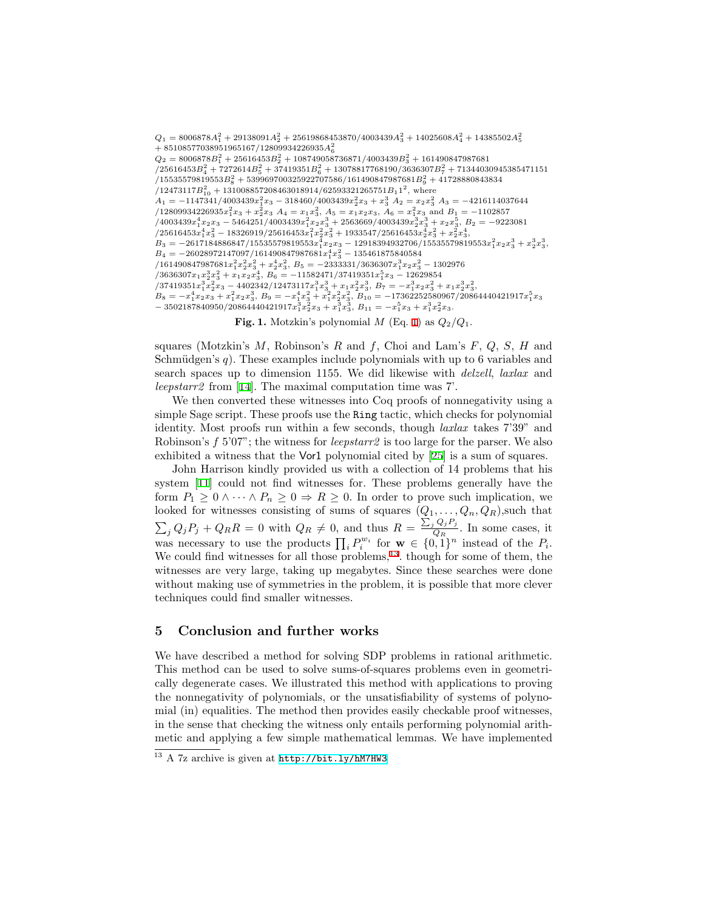$Q_1 = 8006878A_1^2 + 29138091A_2^2 + 25619868453870/4003439A_3^2 + 14025608A_4^2 + 14385502A_5^2$
$+ 85108577038951965167/12809934226935A_6^2$
$Q_2 = 8006878B_1^2 + 25616453B_2^2 + 108749058736871/4003439B_3^2 + 161490847987681$
$/25616453B_4^2 + 7272614B_5^2 + 37419351B_6^2 + 13078817768190/3636307B_7^2 + 71344030945385471151$
$/15535579819553B_8^2 + 539969700325922707586/161490847987681B_9^2 + 41728880843834$
$/12473117B_{10}^2 + 1310088572084630189 14/62593321265751B_11{}^2$, where
$A_1 = -1147341/4003439x_1^2x_3 - 318460/4003439x_2^2x_3 + x_3^3$ $A_2 = x_2x_3^2$ $A_3 = -4216114037644$
$/12809934226935x_1^2x_3 + x_2^2x_3$ $A_4 = x_1x_3^2$, $A_5 = x_1x_2x_3$, $A_6 = x_1^2x_3$ and $B_1 = -1102857$
$/4003439x_1^4x_2x_3 - 5464251/4003439x_1^2x_2x_3^3 + 2563669/4003439x_2^3x_3^3 + x_2x_3^5$, $B_2 = -9223081$
$/25616453x_1^4x_3^2 - 18326919/25616453x_1^2x_2^2x_3^2 + 1933547/25616453x_2^4x_3^2 + x_2^2x_3^4$,
$B_3 = -2617184886847/15535579819553x_1^4x_2x_3 - 12918394932706/15535579819553x_1^2x_2x_3^3 + x_2^3x_3^3$,
$B_4 = -26028972147097/161490847987681x_1^4x_3^2 - 135461875840584$
$/161490847987681x_1^2x_2^2x_3^2 + x_2^4x_3^2$, $B_5 = -2333331/3636307x_1^3x_2x_3^2 - 1302976$
$/3636307x_1x_2^3x_3^2 + x_1x_2x_3^4$, $B_6 = -11582471/37419351x_1^5x_3 - 12629854$
$/37419351x_1^3x_2^2x_3 - 4402342/12473117x_1^3x_3^3 + x_1x_2^2x_3^3$, $B_7 = -x_1^3x_2x_3^2 + x_1x_2^3x_3^2$,
$B_8 = -x_1^4x_2x_3 + x_1^2x_2x_3^3$, $B_9 = -x_1^4x_3^2 + x_1^2x_2^2x_3^2$, $B_{10} = -17362252580967/20864440421917x_1^5x_3$
$- 3502187840950/20864440421917x_1^3x_2^2x_3 + x_1^3x_3^3$, $B_{11} = -x_1^5x_3 + x_1^3x_2^2x_3$.

**Fig. 1.** Motzkin's polynomial $M$ (Eq. 1) as $Q_2/Q_1$.

squares (Motzkin's $M$, Robinson's $R$ and $f$, Choi and Lam's $F$, $Q$, $S$, $H$ and Schmüdgen's $q$). These examples include polynomials with up to 6 variables and search spaces up to dimension 1155. We did likewise with *delzell*, *laxlax* and *leepstarr2* from [14]. The maximal computation time was 7'.

We then converted these witnesses into Coq proofs of nonnegativity using a simple Sage script. These proofs use the `Ring` tactic, which checks for polynomial identity. Most proofs run within a few seconds, though *laxlax* takes 7'39" and Robinson's $f$ 5'07"; the witness for *leepstarr2* is too large for the parser. We also exhibited a witness that the Vor1 polynomial cited by [25] is a sum of squares.

John Harrison kindly provided us with a collection of 14 problems that his system [11] could not find witnesses for. These problems generally have the form $P_1 \geq 0 \wedge \cdots \wedge P_n \geq 0 \Rightarrow R \geq 0$. In order to prove such implication, we looked for witnesses consisting of sums of squares $(Q_1, \ldots, Q_n, Q_R)$,such that $\sum_j Q_j P_j + Q_R R = 0$ with $Q_R \neq 0$, and thus $R = \frac{\sum_j Q_j P_j}{Q_R}$. In some cases, it was necessary to use the products $\prod_i P_i^{w_i}$ for $\mathbf{w} \in \{0,1\}^n$ instead of the $P_i$. We could find witnesses for all those problems,[13]. though for some of them, the witnesses are very large, taking up megabytes. Since these searches were done without making use of symmetries in the problem, it is possible that more clever techniques could find smaller witnesses.

## 5 Conclusion and further works

We have described a method for solving SDP problems in rational arithmetic. This method can be used to solve sums-of-squares problems even in geometrically degenerate cases. We illustrated this method with applications to proving the nonnegativity of polynomials, or the unsatisfiability of systems of polynomial (in) equalities. The method then provides easily checkable proof witnesses, in the sense that checking the witness only entails performing polynomial arithmetic and applying a few simple mathematical lemmas. We have implemented

[13] A 7z archive is given at http://bit.ly/hM7HW3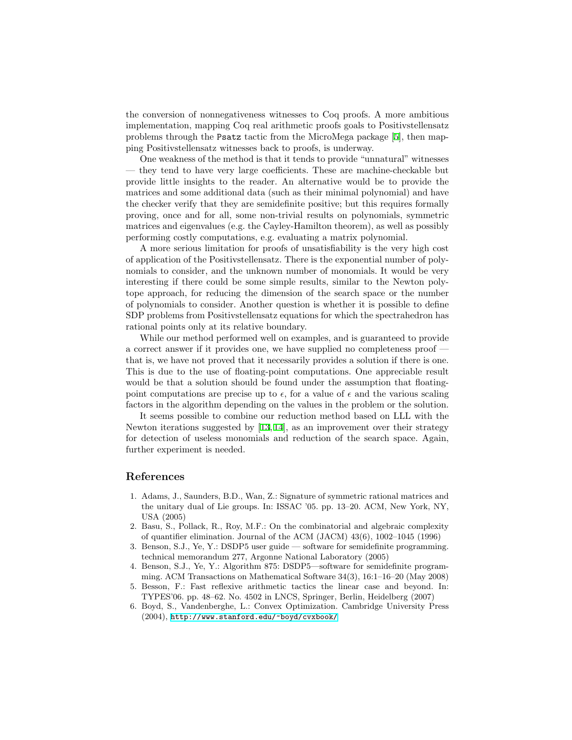the conversion of nonnegativeness witnesses to Coq proofs. A more ambitious implementation, mapping Coq real arithmetic proofs goals to Positivstellensatz problems through the `Psatz` tactic from the MicroMega package [5], then mapping Positivstellensatz witnesses back to proofs, is underway.

One weakness of the method is that it tends to provide "unnatural" witnesses — they tend to have very large coefficients. These are machine-checkable but provide little insights to the reader. An alternative would be to provide the matrices and some additional data (such as their minimal polynomial) and have the checker verify that they are semidefinite positive; but this requires formally proving, once and for all, some non-trivial results on polynomials, symmetric matrices and eigenvalues (e.g. the Cayley-Hamilton theorem), as well as possibly performing costly computations, e.g. evaluating a matrix polynomial.

A more serious limitation for proofs of unsatisfiability is the very high cost of application of the Positivstellensatz. There is the exponential number of polynomials to consider, and the unknown number of monomials. It would be very interesting if there could be some simple results, similar to the Newton polytope approach, for reducing the dimension of the search space or the number of polynomials to consider. Another question is whether it is possible to define SDP problems from Positivstellensatz equations for which the spectrahedron has rational points only at its relative boundary.

While our method performed well on examples, and is guaranteed to provide a correct answer if it provides one, we have supplied no completeness proof — that is, we have not proved that it necessarily provides a solution if there is one. This is due to the use of floating-point computations. One appreciable result would be that a solution should be found under the assumption that floating-point computations are precise up to $\epsilon$, for a value of $\epsilon$ and the various scaling factors in the algorithm depending on the values in the problem or the solution.

It seems possible to combine our reduction method based on LLL with the Newton iterations suggested by [13,14], as an improvement over their strategy for detection of useless monomials and reduction of the search space. Again, further experiment is needed.

## References

1. Adams, J., Saunders, B.D., Wan, Z.: Signature of symmetric rational matrices and the unitary dual of Lie groups. In: ISSAC '05. pp. 13–20. ACM, New York, NY, USA (2005)
2. Basu, S., Pollack, R., Roy, M.F.: On the combinatorial and algebraic complexity of quantifier elimination. Journal of the ACM (JACM) 43(6), 1002–1045 (1996)
3. Benson, S.J., Ye, Y.: DSDP5 user guide — software for semidefinite programming. technical memorandum 277, Argonne National Laboratory (2005)
4. Benson, S.J., Ye, Y.: Algorithm 875: DSDP5—software for semidefinite programming. ACM Transactions on Mathematical Software 34(3), 16:1–16–20 (May 2008)
5. Besson, F.: Fast reflexive arithmetic tactics the linear case and beyond. In: TYPES'06. pp. 48–62. No. 4502 in LNCS, Springer, Berlin, Heidelberg (2007)
6. Boyd, S., Vandenberghe, L.: Convex Optimization. Cambridge University Press (2004), http://www.stanford.edu/~boyd/cvxbook/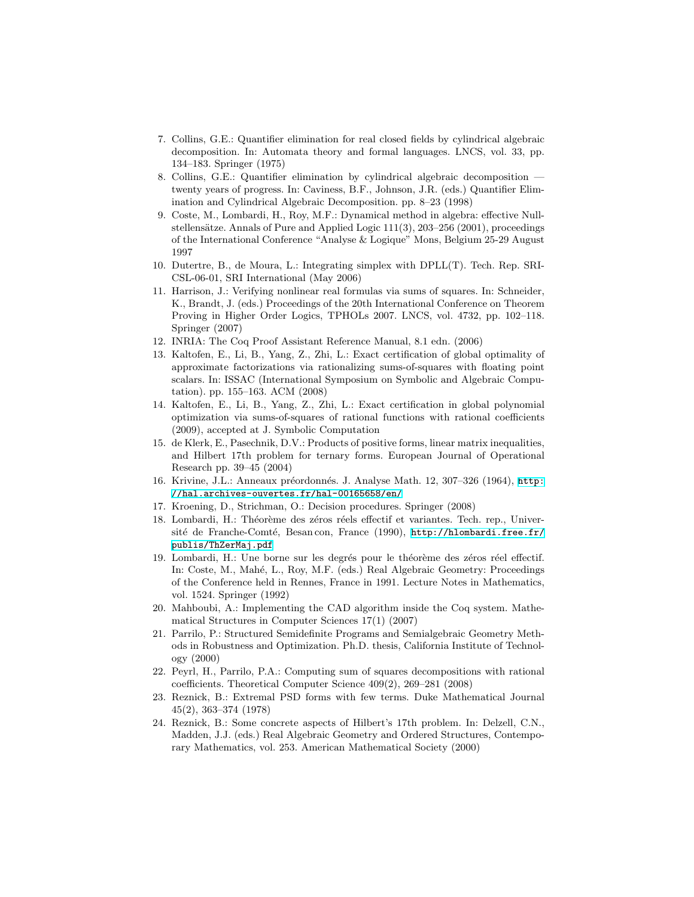7. Collins, G.E.: Quantifier elimination for real closed fields by cylindrical algebraic decomposition. In: Automata theory and formal languages. LNCS, vol. 33, pp. 134–183. Springer (1975)
8. Collins, G.E.: Quantifier elimination by cylindrical algebraic decomposition — twenty years of progress. In: Caviness, B.F., Johnson, J.R. (eds.) Quantifier Elimination and Cylindrical Algebraic Decomposition. pp. 8–23 (1998)
9. Coste, M., Lombardi, H., Roy, M.F.: Dynamical method in algebra: effective Nullstellensätze. Annals of Pure and Applied Logic 111(3), 203–256 (2001), proceedings of the International Conference "Analyse & Logique" Mons, Belgium 25-29 August 1997
10. Dutertre, B., de Moura, L.: Integrating simplex with DPLL(T). Tech. Rep. SRI-CSL-06-01, SRI International (May 2006)
11. Harrison, J.: Verifying nonlinear real formulas via sums of squares. In: Schneider, K., Brandt, J. (eds.) Proceedings of the 20th International Conference on Theorem Proving in Higher Order Logics, TPHOLs 2007. LNCS, vol. 4732, pp. 102–118. Springer (2007)
12. INRIA: The Coq Proof Assistant Reference Manual, 8.1 edn. (2006)
13. Kaltofen, E., Li, B., Yang, Z., Zhi, L.: Exact certification of global optimality of approximate factorizations via rationalizing sums-of-squares with floating point scalars. In: ISSAC (International Symposium on Symbolic and Algebraic Computation). pp. 155–163. ACM (2008)
14. Kaltofen, E., Li, B., Yang, Z., Zhi, L.: Exact certification in global polynomial optimization via sums-of-squares of rational functions with rational coefficients (2009), accepted at J. Symbolic Computation
15. de Klerk, E., Pasechnik, D.V.: Products of positive forms, linear matrix inequalities, and Hilbert 17th problem for ternary forms. European Journal of Operational Research pp. 39–45 (2004)
16. Krivine, J.L.: Anneaux préordonnés. J. Analyse Math. 12, 307–326 (1964), http://hal.archives-ouvertes.fr/hal-00165658/en/
17. Kroening, D., Strichman, O.: Decision procedures. Springer (2008)
18. Lombardi, H.: Théorème des zéros réels effectif et variantes. Tech. rep., Université de Franche-Comté, Besan con, France (1990), http://hlombardi.free.fr/publis/ThZerMaj.pdf
19. Lombardi, H.: Une borne sur les degrés pour le théorème des zéros réel effectif. In: Coste, M., Mahé, L., Roy, M.F. (eds.) Real Algebraic Geometry: Proceedings of the Conference held in Rennes, France in 1991. Lecture Notes in Mathematics, vol. 1524. Springer (1992)
20. Mahboubi, A.: Implementing the CAD algorithm inside the Coq system. Mathematical Structures in Computer Sciences 17(1) (2007)
21. Parrilo, P.: Structured Semidefinite Programs and Semialgebraic Geometry Methods in Robustness and Optimization. Ph.D. thesis, California Institute of Technology (2000)
22. Peyrl, H., Parrilo, P.A.: Computing sum of squares decompositions with rational coefficients. Theoretical Computer Science 409(2), 269–281 (2008)
23. Reznick, B.: Extremal PSD forms with few terms. Duke Mathematical Journal 45(2), 363–374 (1978)
24. Reznick, B.: Some concrete aspects of Hilbert's 17th problem. In: Delzell, C.N., Madden, J.J. (eds.) Real Algebraic Geometry and Ordered Structures, Contemporary Mathematics, vol. 253. American Mathematical Society (2000)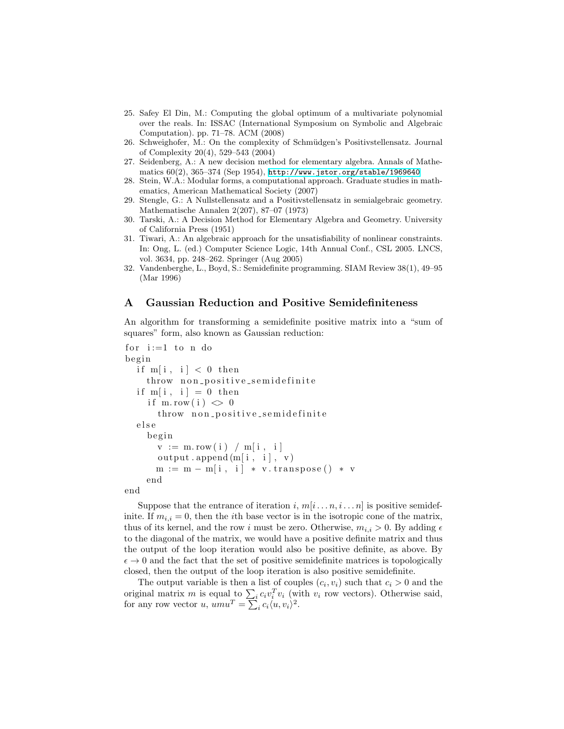25. Safey El Din, M.: Computing the global optimum of a multivariate polynomial over the reals. In: ISSAC (International Symposium on Symbolic and Algebraic Computation). pp. 71–78. ACM (2008)
26. Schweighofer, M.: On the complexity of Schmüdgen's Positivstellensatz. Journal of Complexity 20(4), 529–543 (2004)
27. Seidenberg, A.: A new decision method for elementary algebra. Annals of Mathematics 60(2), 365–374 (Sep 1954), http://www.jstor.org/stable/1969640
28. Stein, W.A.: Modular forms, a computational approach. Graduate studies in mathematics, American Mathematical Society (2007)
29. Stengle, G.: A Nullstellensatz and a Positivstellensatz in semialgebraic geometry. Mathematische Annalen 2(207), 87–07 (1973)
30. Tarski, A.: A Decision Method for Elementary Algebra and Geometry. University of California Press (1951)
31. Tiwari, A.: An algebraic approach for the unsatisfiability of nonlinear constraints. In: Ong, L. (ed.) Computer Science Logic, 14th Annual Conf., CSL 2005. LNCS, vol. 3634, pp. 248–262. Springer (Aug 2005)
32. Vandenberghe, L., Boyd, S.: Semidefinite programming. SIAM Review 38(1), 49–95 (Mar 1996)

## A Gaussian Reduction and Positive Semidefiniteness

An algorithm for transforming a semidefinite positive matrix into a "sum of squares" form, also known as Gaussian reduction:

```
for i:=1 to n do
begin
  if m[i, i] < 0 then
    throw non_positive_semidefinite
  if m[i, i] = 0 then
    if m.row(i) <> 0
      throw non_positive_semidefinite
  else
    begin
      v := m.row(i) / m[i, i]
      output.append(m[i, i], v)
      m := m - m[i, i] * v.transpose() * v
    end
end
```

Suppose that the entrance of iteration $i$, $m[i \dots n, i \dots n]$ is positive semidefinite. If $m_{i,i} = 0$, then the $i$th base vector is in the isotropic cone of the matrix, thus of its kernel, and the row $i$ must be zero. Otherwise, $m_{i,i} > 0$. By adding $\epsilon$ to the diagonal of the matrix, we would have a positive definite matrix and thus the output of the loop iteration would also be positive definite, as above. By $\epsilon \to 0$ and the fact that the set of positive semidefinite matrices is topologically closed, then the output of the loop iteration is also positive semidefinite.

The output variable is then a list of couples $(c_i, v_i)$ such that $c_i > 0$ and the original matrix $m$ is equal to $\sum_i c_i v_i^T v_i$ (with $v_i$ row vectors). Otherwise said, for any row vector $u$, $umu^T = \sum_i c_i \langle u, v_i \rangle^2$.